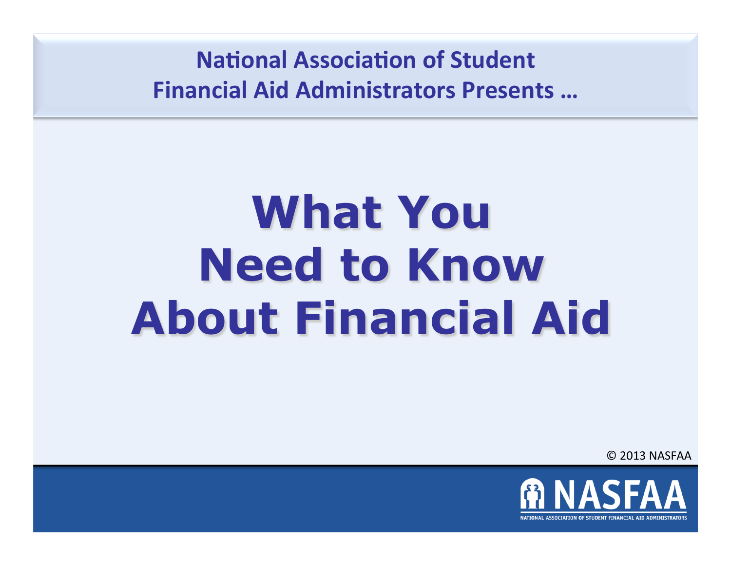National Association of Student Financial Aid Administrators Presents …

# What You Need to Know About Financial Aid

© 2013 NASFAA

NASFAA

NATIONAL ASSOCIATION OF STUDENT FINANCIAL AID ADMINISTRATORS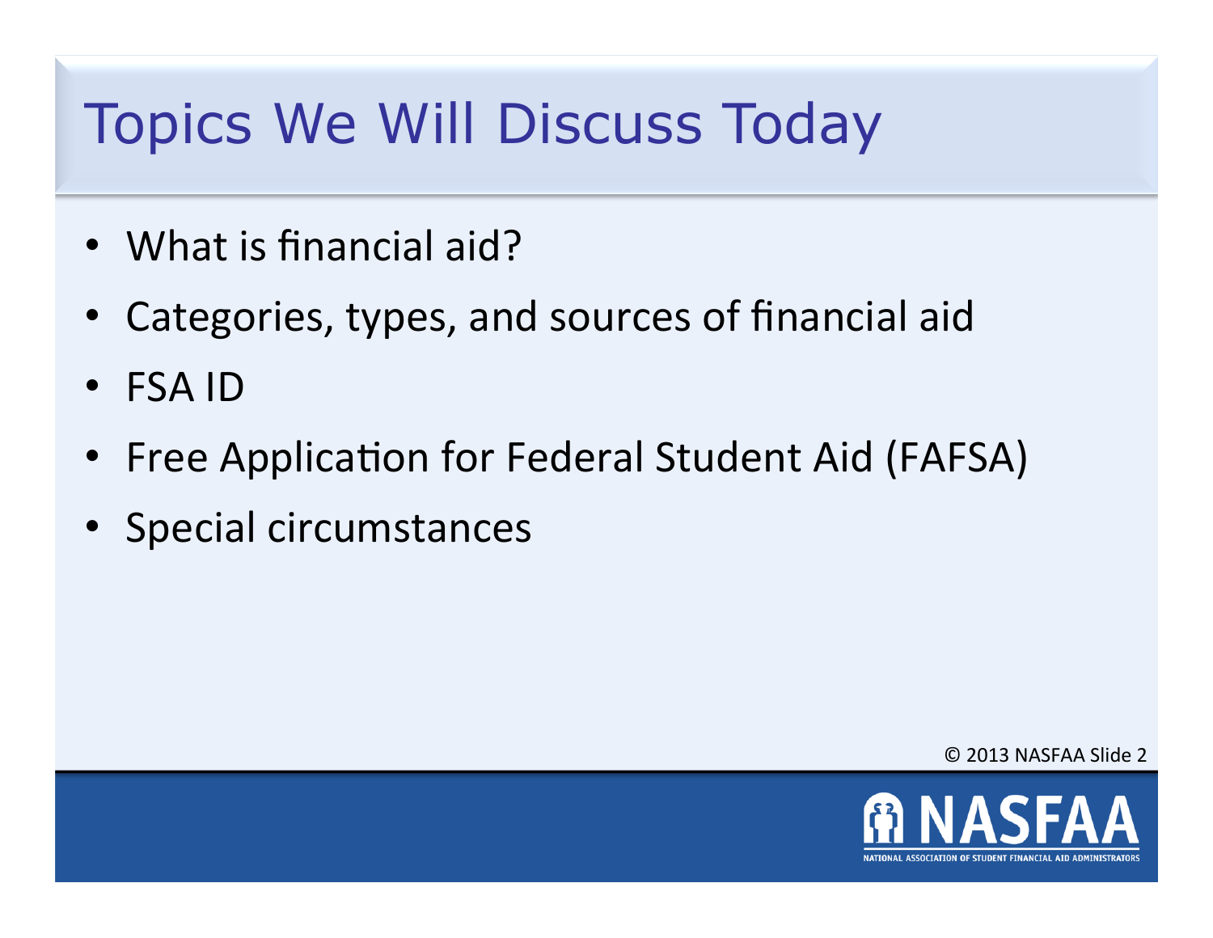# Topics We Will Discuss Today

- What is financial aid?
- Categories, types, and sources of financial aid
- FSA ID
- Free Application for Federal Student Aid (FAFSA)
- Special circumstances

© 2013 NASFAA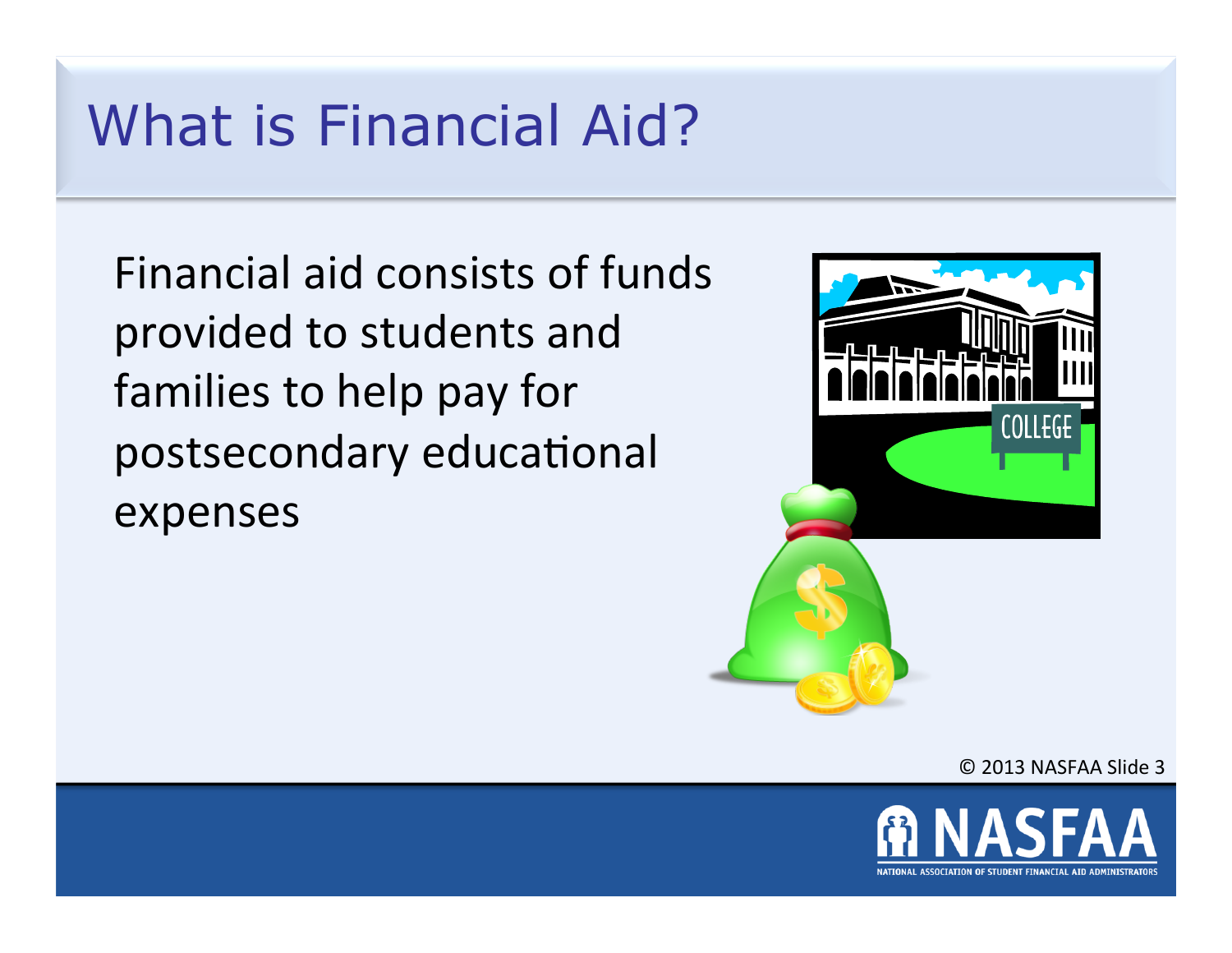# What is Financial Aid?

Financial aid consists of funds provided to students and families to help pay for postsecondary educational expenses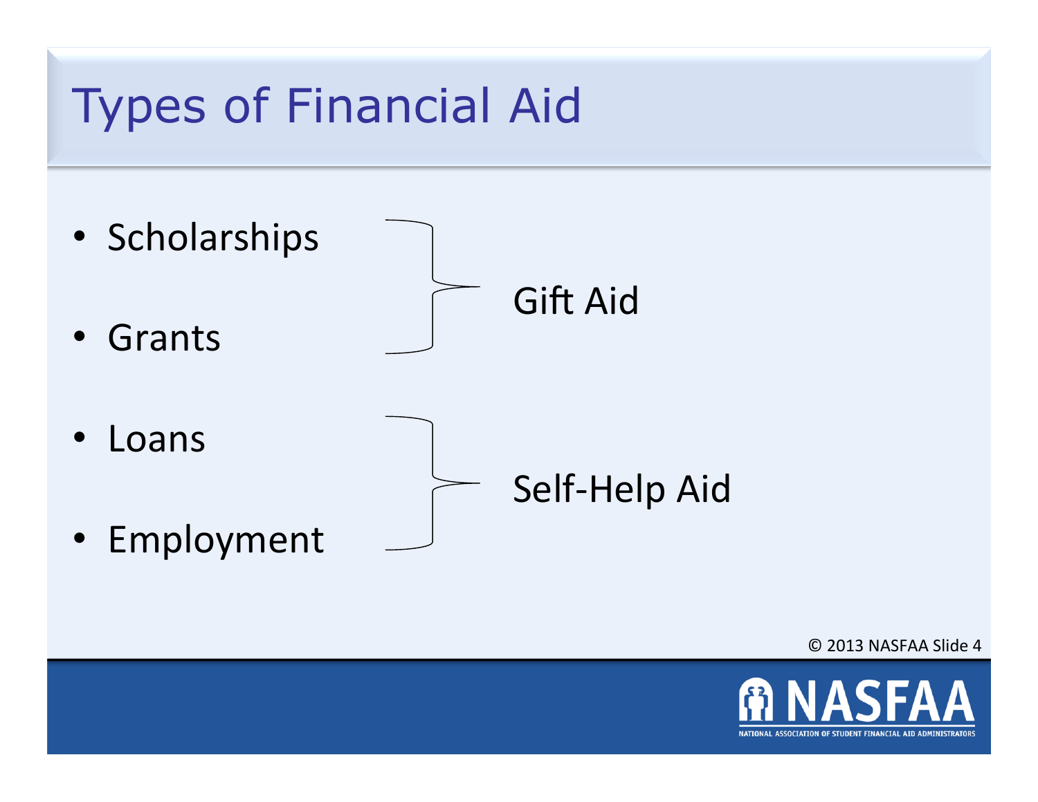# Types of Financial Aid

- Scholarships
- Grants

} Gift Aid

- Loans
- Employment

} Self-Help Aid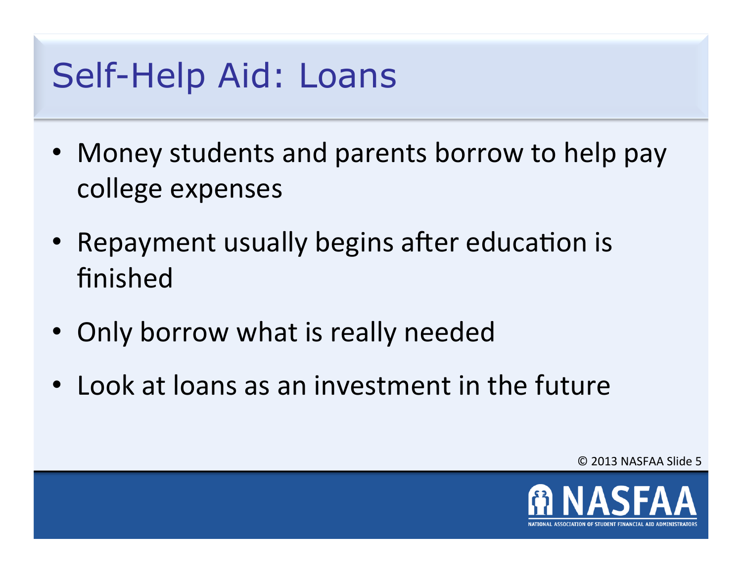# Self-Help Aid: Loans

- Money students and parents borrow to help pay college expenses
- Repayment usually begins after education is finished
- Only borrow what is really needed
- Look at loans as an investment in the future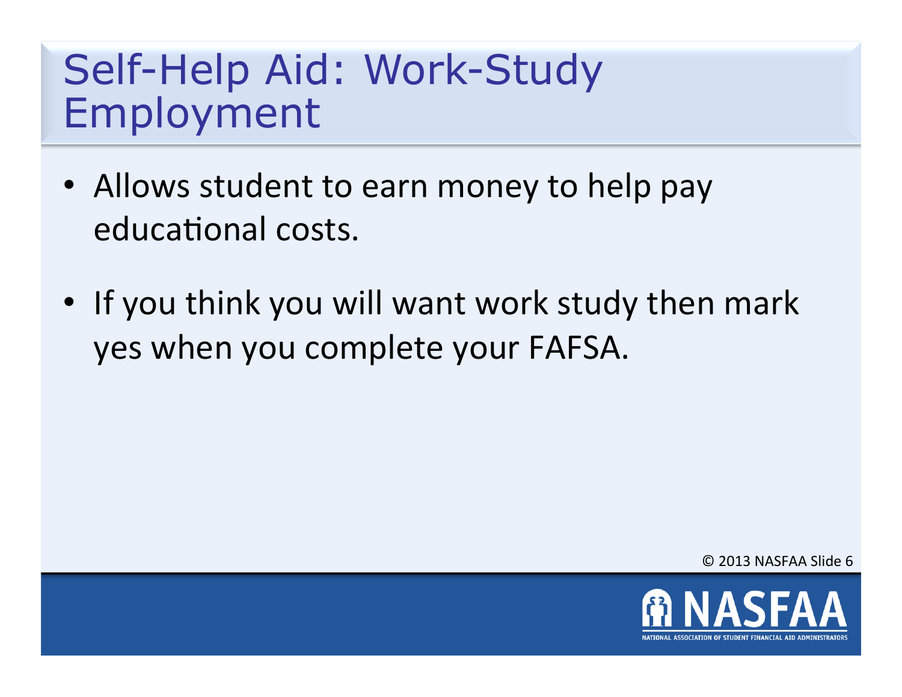# Self-Help Aid: Work-Study Employment

- Allows student to earn money to help pay educational costs.
- If you think you will want work study then mark yes when you complete your FAFSA.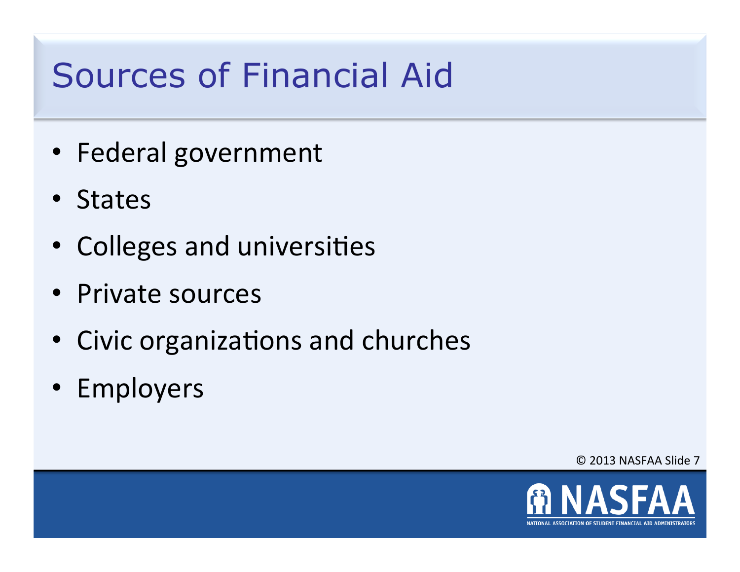# Sources of Financial Aid

- Federal government
- States
- Colleges and universities
- Private sources
- Civic organizations and churches
- Employers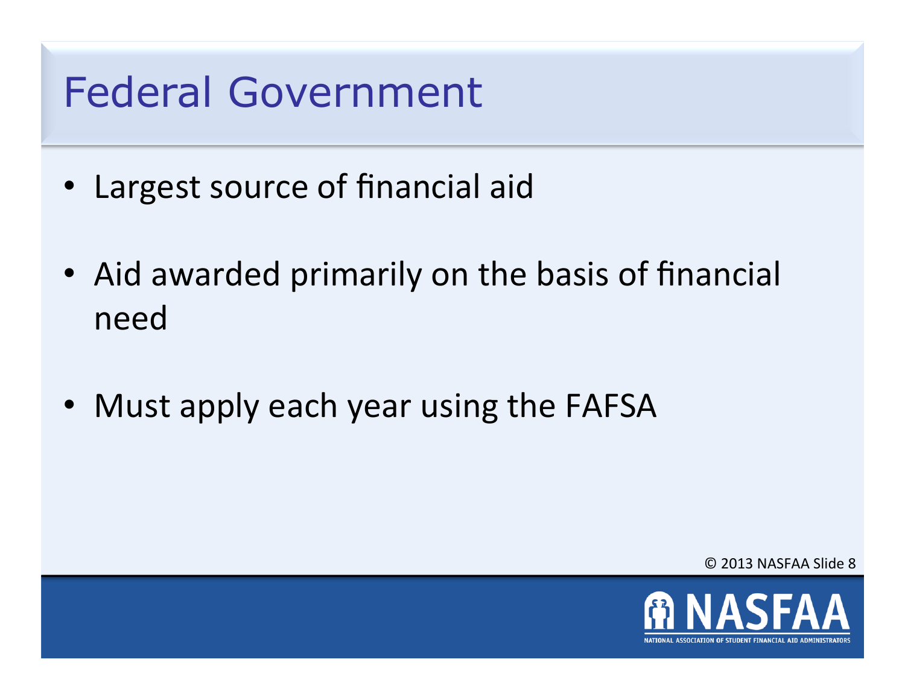# Federal Government

- Largest source of financial aid
- Aid awarded primarily on the basis of financial need
- Must apply each year using the FAFSA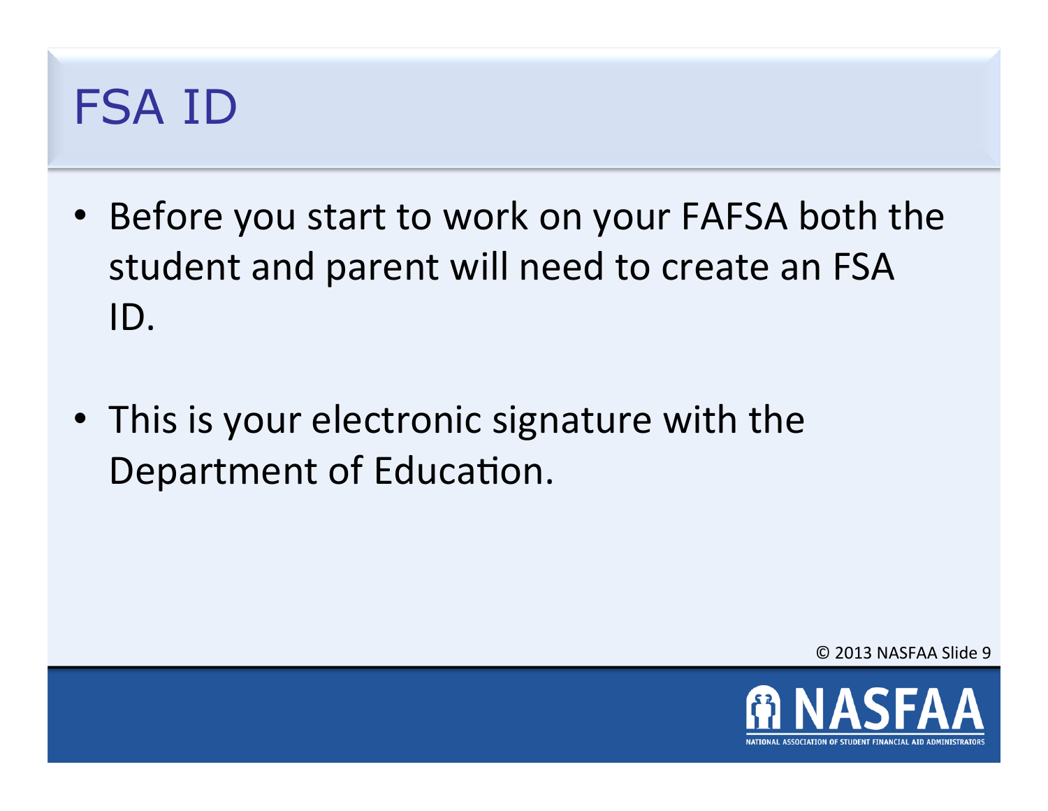# FSA ID

- Before you start to work on your FAFSA both the student and parent will need to create an FSA ID.
- This is your electronic signature with the Department of Education.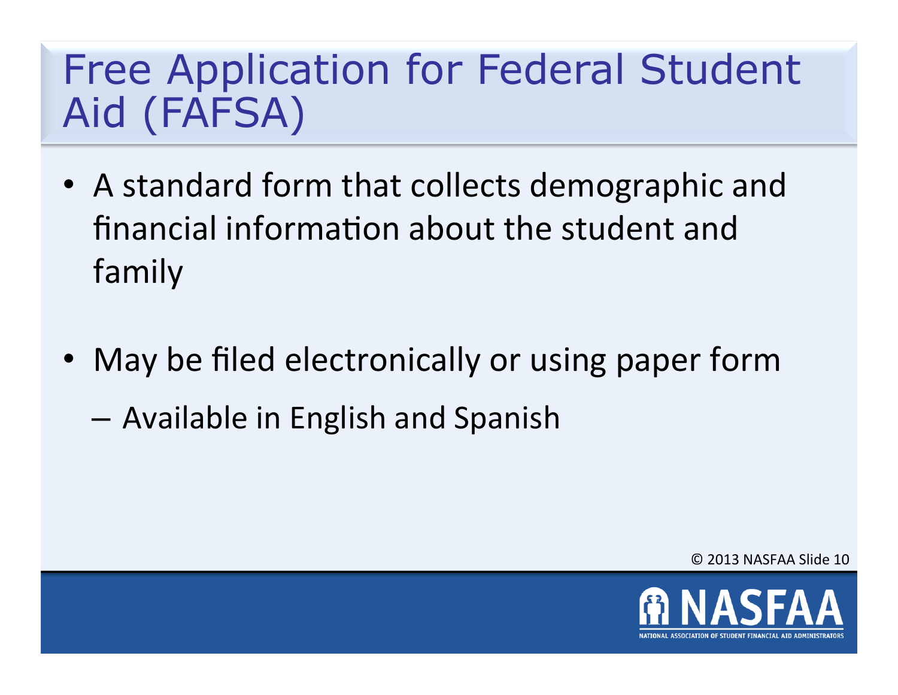# Free Application for Federal Student Aid (FAFSA)

- A standard form that collects demographic and financial information about the student and family

- May be filed electronically or using paper form
  - Available in English and Spanish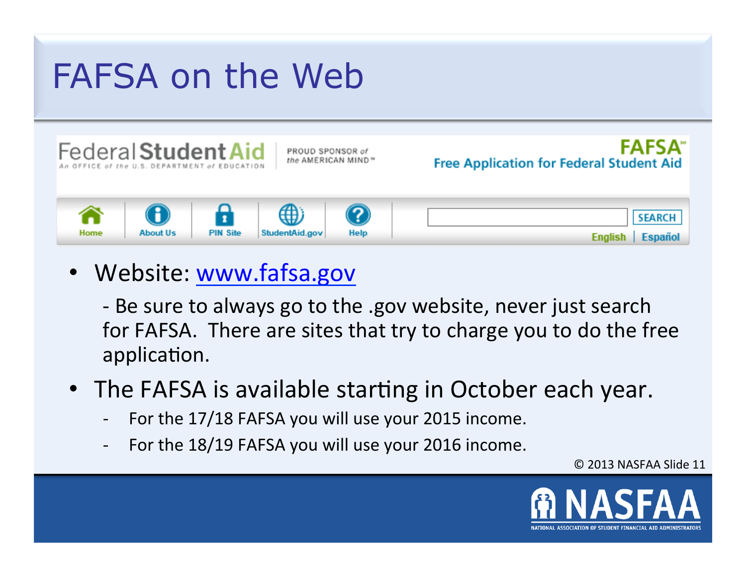# FAFSA on the Web

Federal Student Aid
An OFFICE of the U.S. DEPARTMENT of EDUCATION

PROUD SPONSOR of the AMERICAN MIND™

FAFSA℠
Free Application for Federal Student Aid

Home | About Us | PIN Site | StudentAid.gov | Help

SEARCH

English | Español

- Website: [www.fafsa.gov](http://www.fafsa.gov)

  - Be sure to always go to the .gov website, never just search for FAFSA. There are sites that try to charge you to do the free application.

- The FAFSA is available starting in October each year.
  - For the 17/18 FAFSA you will use your 2015 income.
  - For the 18/19 FAFSA you will use your 2016 income.

© 2013 NASFAA Slide 11

NASFAA
NATIONAL ASSOCIATION OF STUDENT FINANCIAL AID ADMINISTRATORS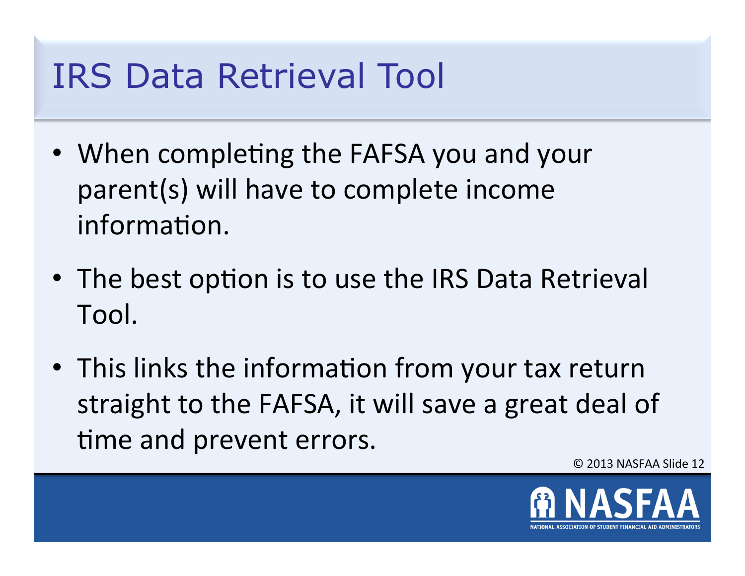# IRS Data Retrieval Tool

- When completing the FAFSA you and your parent(s) will have to complete income information.
- The best option is to use the IRS Data Retrieval Tool.
- This links the information from your tax return straight to the FAFSA, it will save a great deal of time and prevent errors.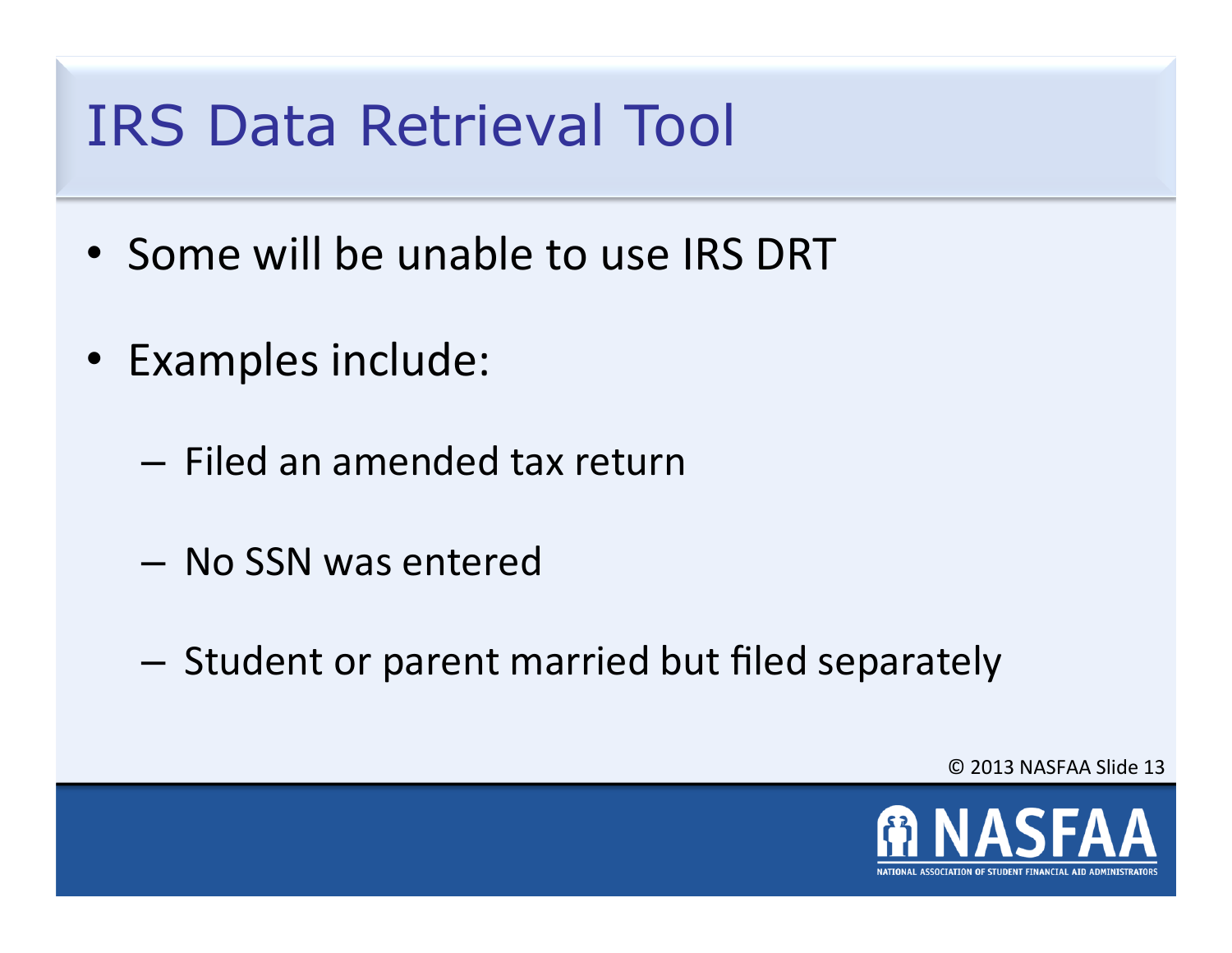# IRS Data Retrieval Tool

- Some will be unable to use IRS DRT
- Examples include:
  - Filed an amended tax return
  - No SSN was entered
  - Student or parent married but filed separately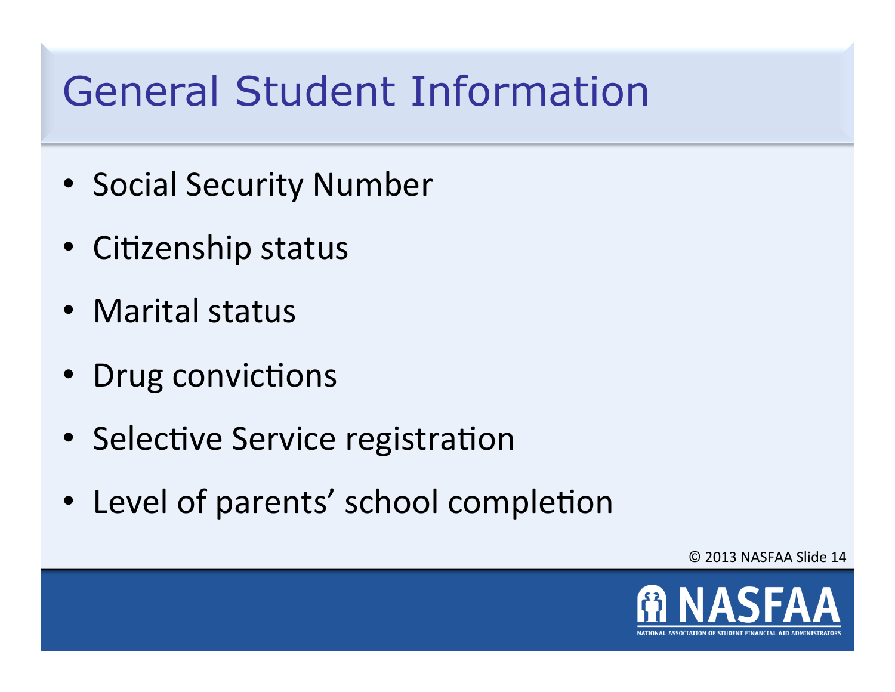# General Student Information

- Social Security Number
- Citizenship status
- Marital status
- Drug convictions
- Selective Service registration
- Level of parents' school completion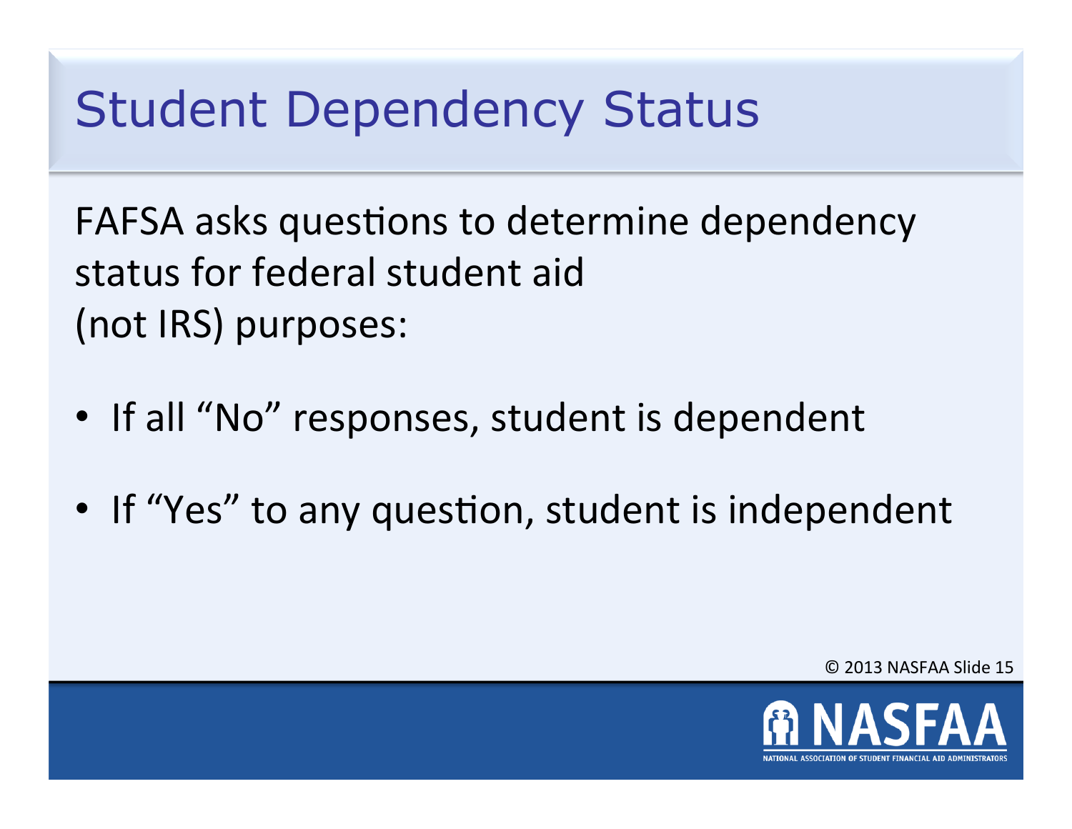# Student Dependency Status

FAFSA asks questions to determine dependency status for federal student aid (not IRS) purposes:

- If all “No” responses, student is dependent
- If “Yes” to any question, student is independent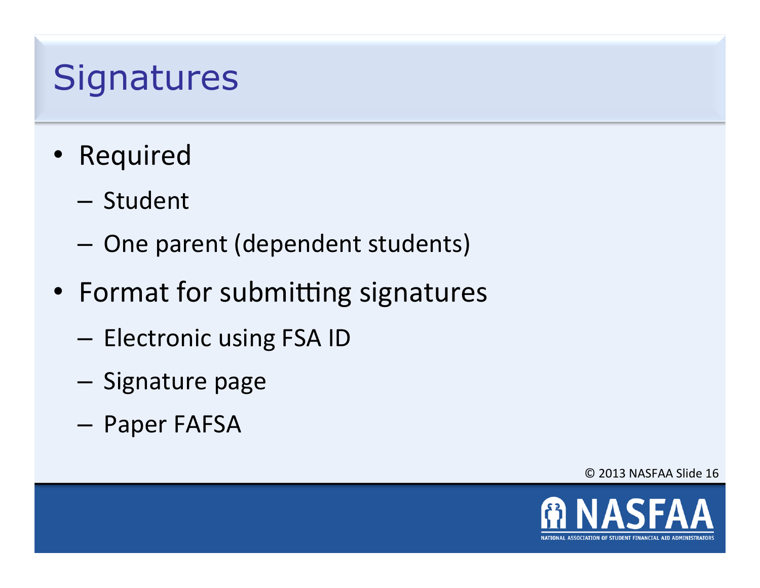# Signatures

- Required
  - Student
  - One parent (dependent students)
- Format for submitting signatures
  - Electronic using FSA ID
  - Signature page
  - Paper FAFSA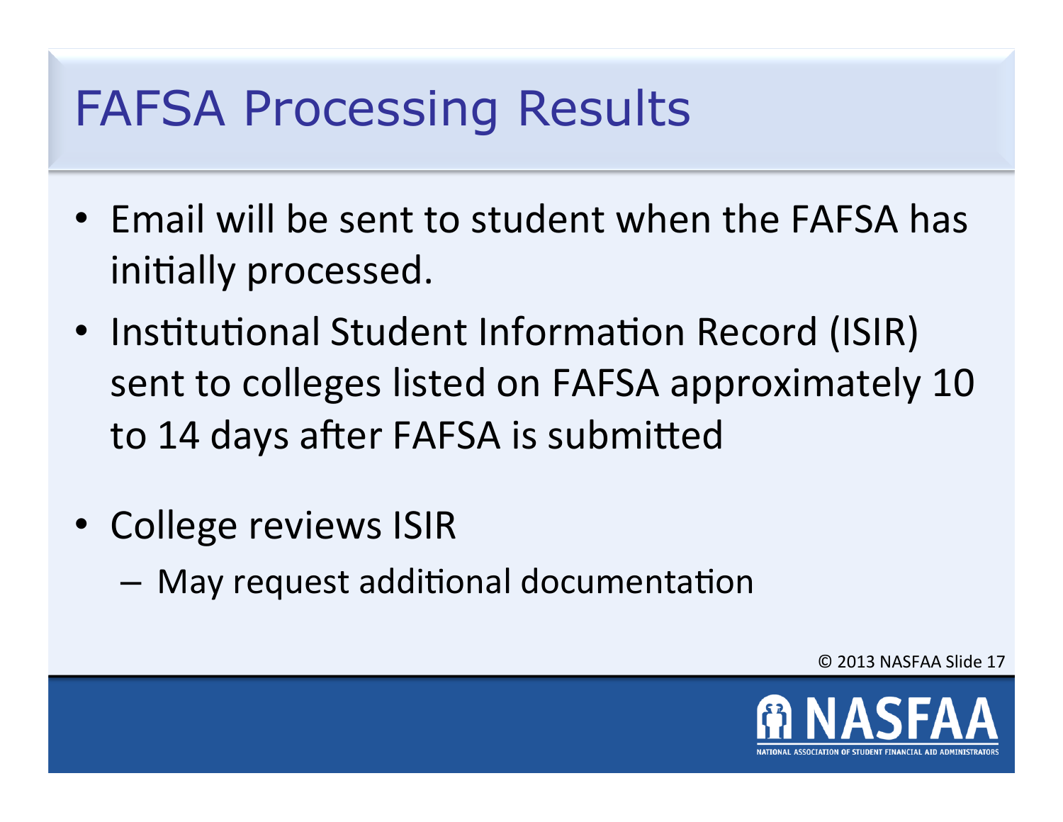# FAFSA Processing Results

- Email will be sent to student when the FAFSA has initially processed.
- Institutional Student Information Record (ISIR) sent to colleges listed on FAFSA approximately 10 to 14 days after FAFSA is submitted
- College reviews ISIR
  - May request additional documentation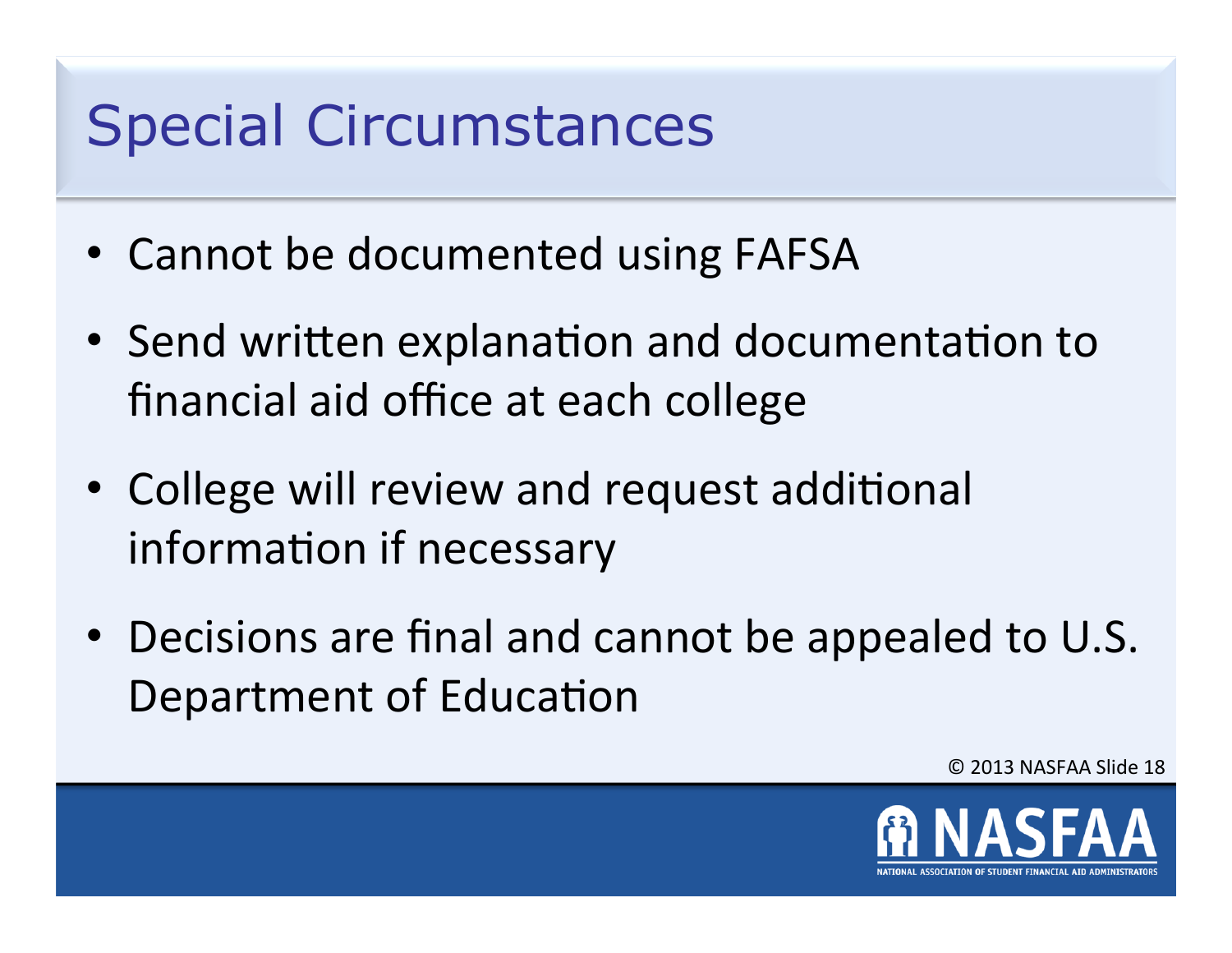# Special Circumstances

- Cannot be documented using FAFSA
- Send written explanation and documentation to financial aid office at each college
- College will review and request additional information if necessary
- Decisions are final and cannot be appealed to U.S. Department of Education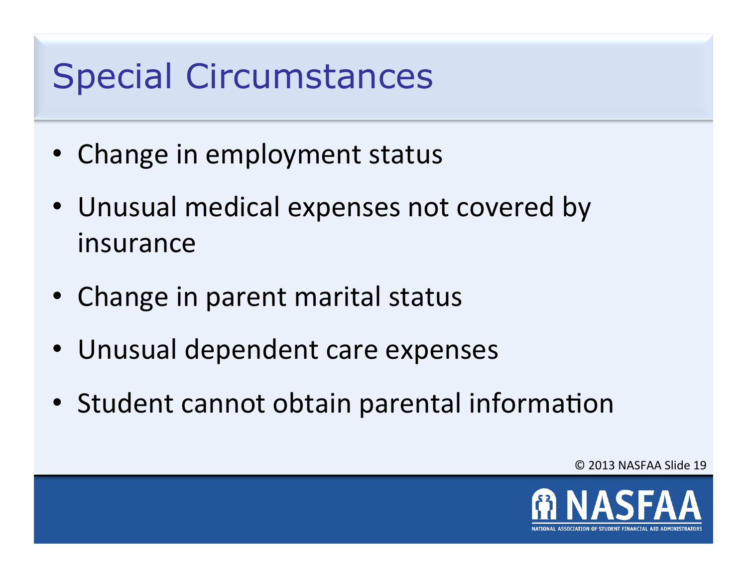# Special Circumstances

- Change in employment status
- Unusual medical expenses not covered by insurance
- Change in parent marital status
- Unusual dependent care expenses
- Student cannot obtain parental information